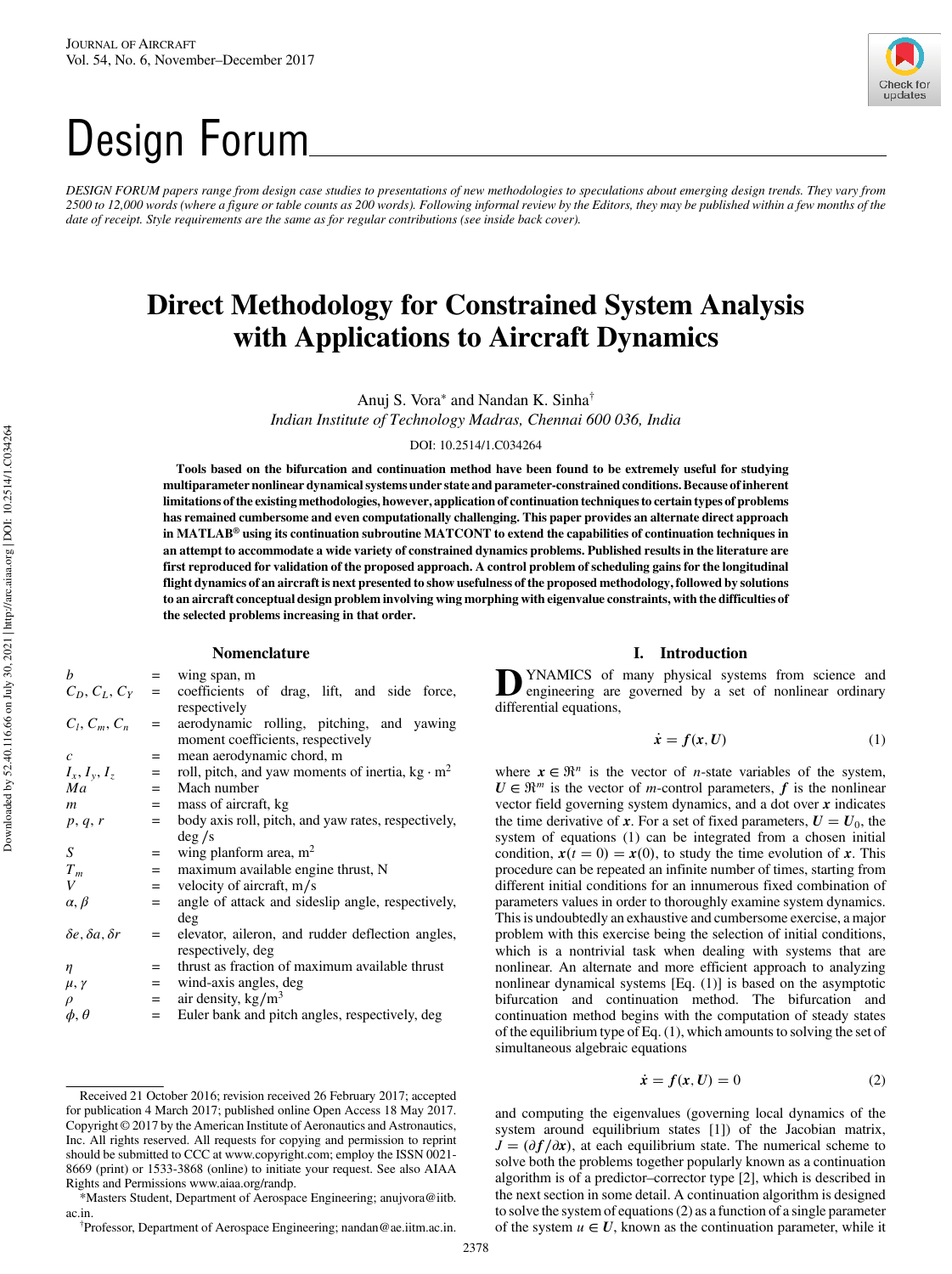Design Forum

*DESIGN FORUM papers range from design case studies to presentations of new methodologies to speculations about emerging design trends. They vary from 2500 to 12,000 words (where a figure or table counts as 200 words). Following informal review by the Editors, they may be published within a few months of the date of receipt. Style requirements are the same as for regular contributions (see inside back cover).*

# Direct Methodology for Constrained System Analysis with Applications to Aircraft Dynamics

Anuj S. Vora* and Nandan K. Sinha†

*Indian Institute of Technology Madras, Chennai 600 036, India*

DOI: 10.2514/1.C034264

**Tools based on the bifurcation and continuation method have been found to be extremely useful for studying multiparameter nonlinear dynamical systems under state and parameter-constrained conditions. Because of inherent limitations of the existing methodologies, however, application of continuation techniques to certain types of problems has remained cumbersome and even computationally challenging. This paper provides an alternate direct approach in MATLAB® using its continuation subroutine MATCONT to extend the capabilities of continuation techniques in an attempt to accommodate a wide variety of constrained dynamics problems. Published results in the literature are first reproduced for validation of the proposed approach. A control problem of scheduling gains for the longitudinal flight dynamics of an aircraft is next presented to show usefulness of the proposed methodology, followed by solutions to an aircraft conceptual design problem involving wing morphing with eigenvalue constraints, with the difficulties of the selected problems increasing in that order.**

## Nomenclature

| | | |
|---|---|---|
| $b$ | = | wing span, m |
| $C_D, C_L, C_Y$ | = | coefficients of drag, lift, and side force, respectively |
| $C_l, C_m, C_n$ | = | aerodynamic rolling, pitching, and yawing moment coefficients, respectively |
| $c$ | = | mean aerodynamic chord, m |
| $I_x, I_y, I_z$ | = | roll, pitch, and yaw moments of inertia, $\text{kg} \cdot \text{m}^2$ |
| $Ma$ | = | Mach number |
| $m$ | = | mass of aircraft, kg |
| $p, q, r$ | = | body axis roll, pitch, and yaw rates, respectively, deg /s |
| $S$ | = | wing planform area, $\text{m}^2$ |
| $T_m$ | = | maximum available engine thrust, N |
| $V$ | = | velocity of aircraft, m/s |
| $\alpha, \beta$ | = | angle of attack and sideslip angle, respectively, deg |
| $\delta e, \delta a, \delta r$ | = | elevator, aileron, and rudder deflection angles, respectively, deg |
| $\eta$ | = | thrust as fraction of maximum available thrust |
| $\mu, \gamma$ | = | wind-axis angles, deg |
| $\rho$ | = | air density, $\text{kg/m}^3$ |
| $\phi, \theta$ | = | Euler bank and pitch angles, respectively, deg |

## I. Introduction

DYNAMICS of many physical systems from science and engineering are governed by a set of nonlinear ordinary differential equations,

$$\dot{\boldsymbol{x}} = \boldsymbol{f}(\boldsymbol{x}, \boldsymbol{U}) \tag{1}$$

where $\boldsymbol{x} \in \Re^n$ is the vector of $n$-state variables of the system, $\boldsymbol{U} \in \Re^m$ is the vector of $m$-control parameters, $\boldsymbol{f}$ is the nonlinear vector field governing system dynamics, and a dot over $\boldsymbol{x}$ indicates the time derivative of $\boldsymbol{x}$. For a set of fixed parameters, $\boldsymbol{U} = \boldsymbol{U}_0$, the system of equations (1) can be integrated from a chosen initial condition, $\boldsymbol{x}(t = 0) = \boldsymbol{x}(0)$, to study the time evolution of $\boldsymbol{x}$. This procedure can be repeated an infinite number of times, starting from different initial conditions for an innumerous fixed combination of parameters values in order to thoroughly examine system dynamics. This is undoubtedly an exhaustive and cumbersome exercise, a major problem with this exercise being the selection of initial conditions, which is a nontrivial task when dealing with systems that are nonlinear. An alternate and more efficient approach to analyzing nonlinear dynamical systems [Eq. (1)] is based on the asymptotic bifurcation and continuation method. The bifurcation and continuation method begins with the computation of steady states of the equilibrium type of Eq. (1), which amounts to solving the set of simultaneous algebraic equations

$$\dot{\boldsymbol{x}} = \boldsymbol{f}(\boldsymbol{x}, \boldsymbol{U}) = 0 \tag{2}$$

and computing the eigenvalues (governing local dynamics of the system around equilibrium states [1]) of the Jacobian matrix, $J = (\partial \boldsymbol{f} / \partial \boldsymbol{x})$, at each equilibrium state. The numerical scheme to solve both the problems together popularly known as a continuation algorithm is of a predictor–corrector type [2], which is described in the next section in some detail. A continuation algorithm is designed to solve the system of equations (2) as a function of a single parameter of the system $u \in \boldsymbol{U}$, known as the continuation parameter, while it

---

Received 21 October 2016; revision received 26 February 2017; accepted for publication 4 March 2017; published online Open Access 18 May 2017. Copyright © 2017 by the American Institute of Aeronautics and Astronautics, Inc. All rights reserved. All requests for copying and permission to reprint should be submitted to CCC at www.copyright.com; employ the ISSN 0021-8669 (print) or 1533-3868 (online) to initiate your request. See also AIAA Rights and Permissions www.aiaa.org/randp.

*Masters Student, Department of Aerospace Engineering; anujvora@iitb.ac.in.

†Professor, Department of Aerospace Engineering; nandan@ae.iitm.ac.in.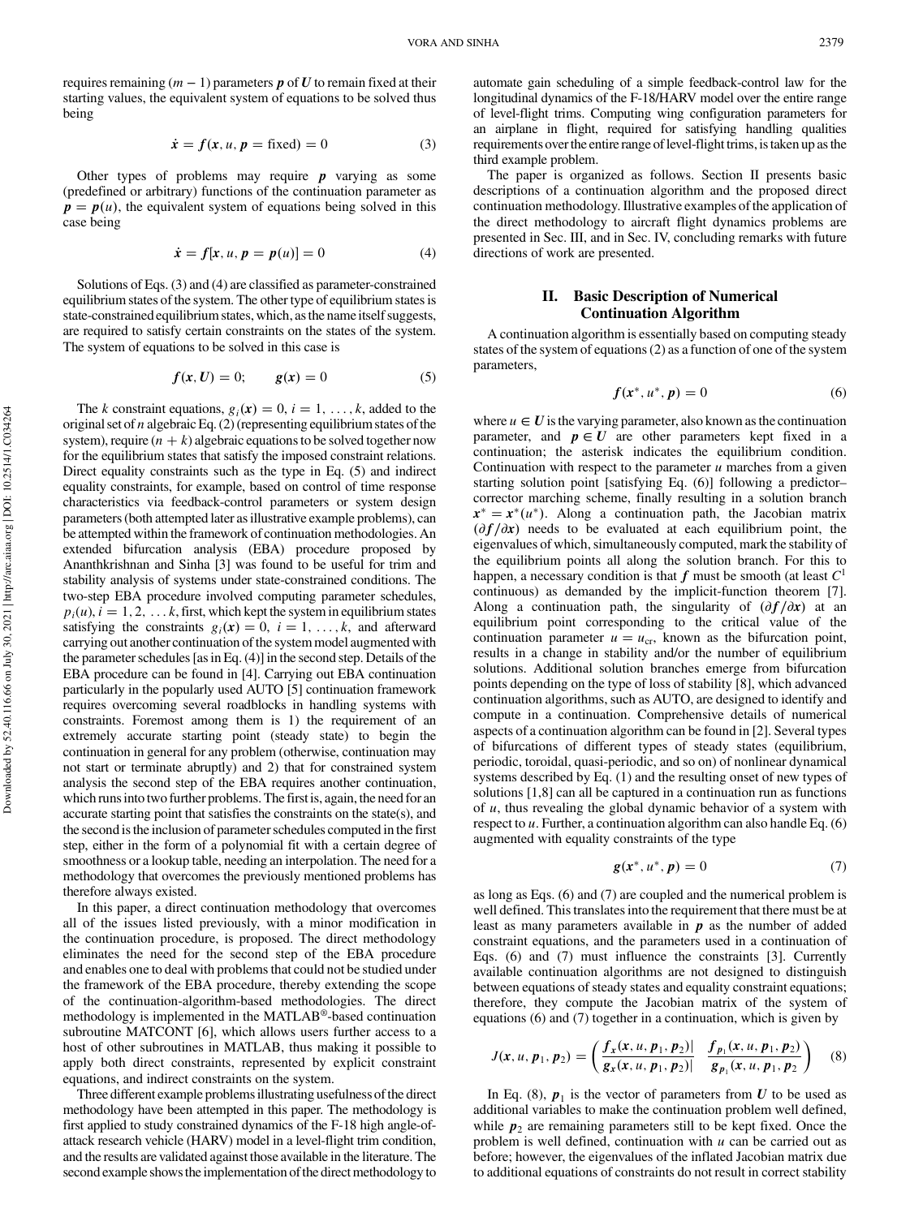requires remaining $(m-1)$ parameters $\boldsymbol{p}$ of $\boldsymbol{U}$ to remain fixed at their starting values, the equivalent system of equations to be solved thus being

$$\dot{\boldsymbol{x}} = \boldsymbol{f}(\boldsymbol{x}, u, \boldsymbol{p} = \text{fixed}) = 0 \tag{3}$$

Other types of problems may require $\boldsymbol{p}$ varying as some (predefined or arbitrary) functions of the continuation parameter as $\boldsymbol{p} = \boldsymbol{p}(u)$, the equivalent system of equations being solved in this case being

$$\dot{\boldsymbol{x}} = \boldsymbol{f}[\boldsymbol{x}, u, \boldsymbol{p} = \boldsymbol{p}(u)] = 0 \tag{4}$$

Solutions of Eqs. (3) and (4) are classified as parameter-constrained equilibrium states of the system. The other type of equilibrium states is state-constrained equilibrium states, which, as the name itself suggests, are required to satisfy certain constraints on the states of the system. The system of equations to be solved in this case is

$$\boldsymbol{f}(\boldsymbol{x}, \boldsymbol{U}) = 0; \qquad \boldsymbol{g}(\boldsymbol{x}) = 0 \tag{5}$$

The $k$ constraint equations, $g_i(\boldsymbol{x}) = 0$, $i = 1, \ldots, k$, added to the original set of $n$ algebraic Eq. (2) (representing equilibrium states of the system), require $(n+k)$ algebraic equations to be solved together now for the equilibrium states that satisfy the imposed constraint relations. Direct equality constraints such as the type in Eq. (5) and indirect equality constraints, for example, based on control of time response characteristics via feedback-control parameters or system design parameters (both attempted later as illustrative example problems), can be attempted within the framework of continuation methodologies. An extended bifurcation analysis (EBA) procedure proposed by Ananthkrishnan and Sinha [3] was found to be useful for trim and stability analysis of systems under state-constrained conditions. The two-step EBA procedure involved computing parameter schedules, $p_i(u)$, $i = 1, 2, \ldots k$, first, which kept the system in equilibrium states satisfying the constraints $g_i(\boldsymbol{x}) = 0$, $i = 1, \ldots, k$, and afterward carrying out another continuation of the system model augmented with the parameter schedules [as in Eq. (4)] in the second step. Details of the EBA procedure can be found in [4]. Carrying out EBA continuation particularly in the popularly used AUTO [5] continuation framework requires overcoming several roadblocks in handling systems with constraints. Foremost among them is 1) the requirement of an extremely accurate starting point (steady state) to begin the continuation in general for any problem (otherwise, continuation may not start or terminate abruptly) and 2) that for constrained system analysis the second step of the EBA requires another continuation, which runs into two further problems. The first is, again, the need for an accurate starting point that satisfies the constraints on the state(s), and the second is the inclusion of parameter schedules computed in the first step, either in the form of a polynomial fit with a certain degree of smoothness or a lookup table, needing an interpolation. The need for a methodology that overcomes the previously mentioned problems has therefore always existed.

In this paper, a direct continuation methodology that overcomes all of the issues listed previously, with a minor modification in the continuation procedure, is proposed. The direct methodology eliminates the need for the second step of the EBA procedure and enables one to deal with problems that could not be studied under the framework of the EBA procedure, thereby extending the scope of the continuation-algorithm-based methodologies. The direct methodology is implemented in the MATLAB®-based continuation subroutine MATCONT [6], which allows users further access to a host of other subroutines in MATLAB, thus making it possible to apply both direct constraints, represented by explicit constraint equations, and indirect constraints on the system.

Three different example problems illustrating usefulness of the direct methodology have been attempted in this paper. The methodology is first applied to study constrained dynamics of the F-18 high angle-of-attack research vehicle (HARV) model in a level-flight trim condition, and the results are validated against those available in the literature. The second example shows the implementation of the direct methodology to automate gain scheduling of a simple feedback-control law for the longitudinal dynamics of the F-18/HARV model over the entire range of level-flight trims. Computing wing configuration parameters for an airplane in flight, required for satisfying handling qualities requirements over the entire range of level-flight trims, is taken up as the third example problem.

The paper is organized as follows. Section II presents basic descriptions of a continuation algorithm and the proposed direct continuation methodology. Illustrative examples of the application of the direct methodology to aircraft flight dynamics problems are presented in Sec. III, and in Sec. IV, concluding remarks with future directions of work are presented.

## II. Basic Description of Numerical Continuation Algorithm

A continuation algorithm is essentially based on computing steady states of the system of equations (2) as a function of one of the system parameters,

$$\boldsymbol{f}(\boldsymbol{x}^*, u^*, \boldsymbol{p}) = 0 \tag{6}$$

where $u \in \boldsymbol{U}$ is the varying parameter, also known as the continuation parameter, and $\boldsymbol{p} \in \boldsymbol{U}$ are other parameters kept fixed in a continuation; the asterisk indicates the equilibrium condition. Continuation with respect to the parameter $u$ marches from a given starting solution point [satisfying Eq. (6)] following a predictor–corrector marching scheme, finally resulting in a solution branch $\boldsymbol{x}^* = \boldsymbol{x}^*(u^*)$. Along a continuation path, the Jacobian matrix $(\partial \boldsymbol{f}/\partial \boldsymbol{x})$ needs to be evaluated at each equilibrium point, the eigenvalues of which, simultaneously computed, mark the stability of the equilibrium points all along the solution branch. For this to happen, a necessary condition is that $\boldsymbol{f}$ must be smooth (at least $C^1$ continuous) as demanded by the implicit-function theorem [7]. Along a continuation path, the singularity of $(\partial \boldsymbol{f}/\partial \boldsymbol{x})$ at an equilibrium point corresponding to the critical value of the continuation parameter $u = u_{\text{cr}}$, known as the bifurcation point, results in a change in stability and/or the number of equilibrium solutions. Additional solution branches emerge from bifurcation points depending on the type of loss of stability [8], which advanced continuation algorithms, such as AUTO, are designed to identify and compute in a continuation. Comprehensive details of numerical aspects of a continuation algorithm can be found in [2]. Several types of bifurcations of different types of steady states (equilibrium, periodic, toroidal, quasi-periodic, and so on) of nonlinear dynamical systems described by Eq. (1) and the resulting onset of new types of solutions [1,8] can all be captured in a continuation run as functions of $u$, thus revealing the global dynamic behavior of a system with respect to $u$. Further, a continuation algorithm can also handle Eq. (6) augmented with equality constraints of the type

$$\boldsymbol{g}(\boldsymbol{x}^*, u^*, \boldsymbol{p}) = 0 \tag{7}$$

as long as Eqs. (6) and (7) are coupled and the numerical problem is well defined. This translates into the requirement that there must be at least as many parameters available in $\boldsymbol{p}$ as the number of added constraint equations, and the parameters used in a continuation of Eqs. (6) and (7) must influence the constraints [3]. Currently available continuation algorithms are not designed to distinguish between equations of steady states and equality constraint equations; therefore, they compute the Jacobian matrix of the system of equations (6) and (7) together in a continuation, which is given by

$$J(\boldsymbol{x}, u, \boldsymbol{p}_1, \boldsymbol{p}_2) = \begin{pmatrix} \boldsymbol{f}_{\boldsymbol{x}}(\boldsymbol{x}, u, \boldsymbol{p}_1, \boldsymbol{p}_2)| & \boldsymbol{f}_{\boldsymbol{p}_1}(\boldsymbol{x}, u, \boldsymbol{p}_1, \boldsymbol{p}_2) \\ \boldsymbol{g}_{\boldsymbol{x}}(\boldsymbol{x}, u, \boldsymbol{p}_1, \boldsymbol{p}_2)| & \boldsymbol{g}_{\boldsymbol{p}_1}(\boldsymbol{x}, u, \boldsymbol{p}_1, \boldsymbol{p}_2) \end{pmatrix} \tag{8}$$

In Eq. (8), $\boldsymbol{p}_1$ is the vector of parameters from $\boldsymbol{U}$ to be used as additional variables to make the continuation problem well defined, while $\boldsymbol{p}_2$ are remaining parameters still to be kept fixed. Once the problem is well defined, continuation with $u$ can be carried out as before; however, the eigenvalues of the inflated Jacobian matrix due to additional equations of constraints do not result in correct stability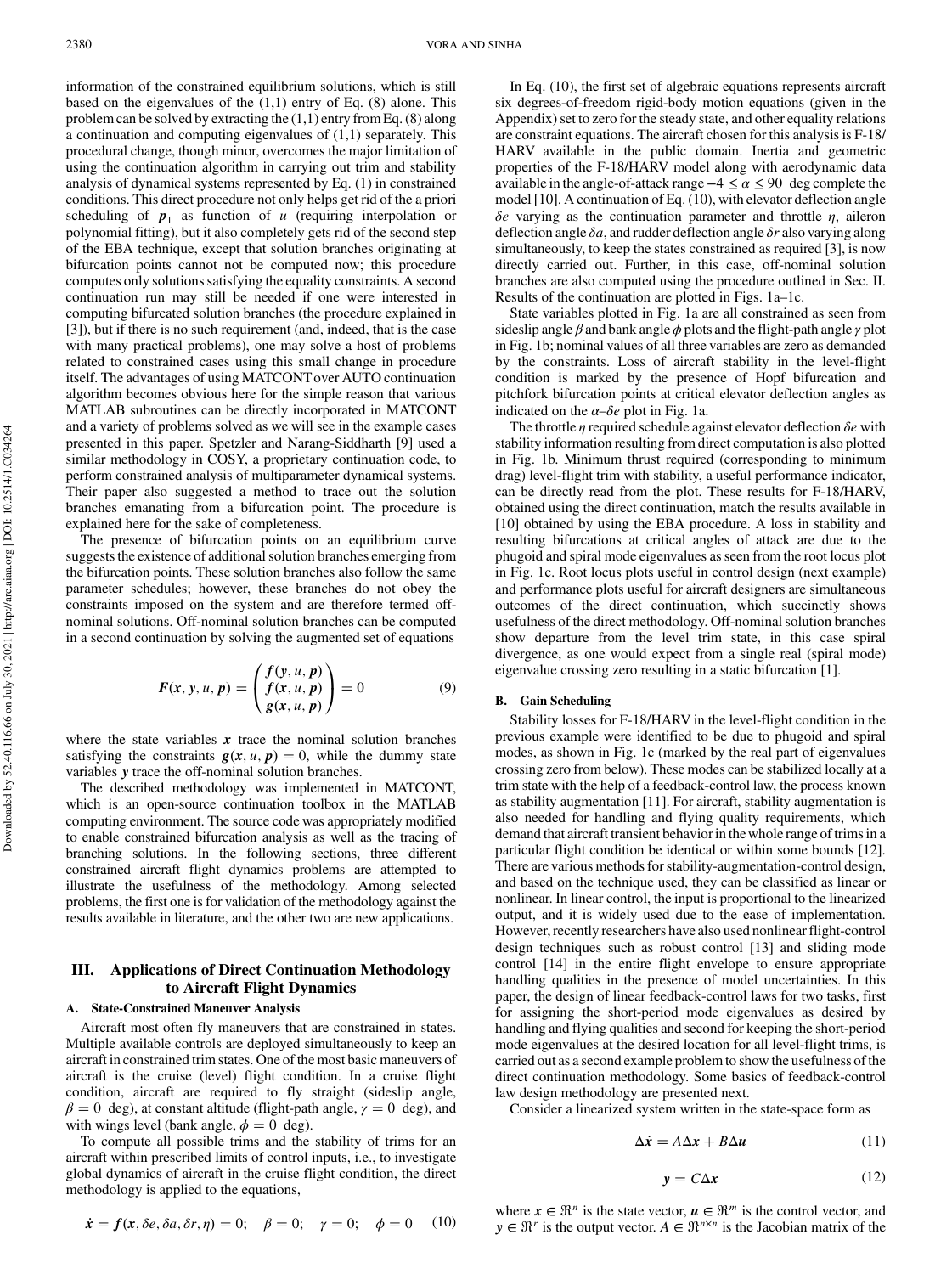information of the constrained equilibrium solutions, which is still based on the eigenvalues of the (1,1) entry of Eq. (8) alone. This problem can be solved by extracting the (1,1) entry from Eq. (8) along a continuation and computing eigenvalues of (1,1) separately. This procedural change, though minor, overcomes the major limitation of using the continuation algorithm in carrying out trim and stability analysis of dynamical systems represented by Eq. (1) in constrained conditions. This direct procedure not only helps get rid of the a priori scheduling of $\boldsymbol{p}_1$ as function of $u$ (requiring interpolation or polynomial fitting), but it also completely gets rid of the second step of the EBA technique, except that solution branches originating at bifurcation points cannot not be computed now; this procedure computes only solutions satisfying the equality constraints. A second continuation run may still be needed if one were interested in computing bifurcated solution branches (the procedure explained in [3]), but if there is no such requirement (and, indeed, that is the case with many practical problems), one may solve a host of problems related to constrained cases using this small change in procedure itself. The advantages of using MATCONT over AUTO continuation algorithm becomes obvious here for the simple reason that various MATLAB subroutines can be directly incorporated in MATCONT and a variety of problems solved as we will see in the example cases presented in this paper. Spetzler and Narang-Siddharth [9] used a similar methodology in COSY, a proprietary continuation code, to perform constrained analysis of multiparameter dynamical systems. Their paper also suggested a method to trace out the solution branches emanating from a bifurcation point. The procedure is explained here for the sake of completeness.

The presence of bifurcation points on an equilibrium curve suggests the existence of additional solution branches emerging from the bifurcation points. These solution branches also follow the same parameter schedules; however, these branches do not obey the constraints imposed on the system and are therefore termed off-nominal solutions. Off-nominal solution branches can be computed in a second continuation by solving the augmented set of equations

$$\boldsymbol{F}(\boldsymbol{x}, \boldsymbol{y}, u, \boldsymbol{p}) = \begin{pmatrix} \boldsymbol{f}(\boldsymbol{y}, u, \boldsymbol{p}) \\ \boldsymbol{f}(\boldsymbol{x}, u, \boldsymbol{p}) \\ \boldsymbol{g}(\boldsymbol{x}, u, \boldsymbol{p}) \end{pmatrix} = 0 \tag{9}$$

where the state variables $\boldsymbol{x}$ trace the nominal solution branches satisfying the constraints $\boldsymbol{g}(\boldsymbol{x}, u, \boldsymbol{p}) = 0$, while the dummy state variables $\boldsymbol{y}$ trace the off-nominal solution branches.

The described methodology was implemented in MATCONT, which is an open-source continuation toolbox in the MATLAB computing environment. The source code was appropriately modified to enable constrained bifurcation analysis as well as the tracing of branching solutions. In the following sections, three different constrained aircraft flight dynamics problems are attempted to illustrate the usefulness of the methodology. Among selected problems, the first one is for validation of the methodology against the results available in literature, and the other two are new applications.

## III. Applications of Direct Continuation Methodology to Aircraft Flight Dynamics

### A. State-Constrained Maneuver Analysis

Aircraft most often fly maneuvers that are constrained in states. Multiple available controls are deployed simultaneously to keep an aircraft in constrained trim states. One of the most basic maneuvers of aircraft is the cruise (level) flight condition. In a cruise flight condition, aircraft are required to fly straight (sideslip angle, $\beta = 0$ deg), at constant altitude (flight-path angle, $\gamma = 0$ deg), and with wings level (bank angle, $\phi = 0$ deg).

To compute all possible trims and the stability of trims for an aircraft within prescribed limits of control inputs, i.e., to investigate global dynamics of aircraft in the cruise flight condition, the direct methodology is applied to the equations,

$$\dot{\boldsymbol{x}} = \boldsymbol{f}(\boldsymbol{x}, \delta e, \delta a, \delta r, \eta) = 0; \quad \beta = 0; \quad \gamma = 0; \quad \phi = 0 \tag{10}$$

In Eq. (10), the first set of algebraic equations represents aircraft six degrees-of-freedom rigid-body motion equations (given in the Appendix) set to zero for the steady state, and other equality relations are constraint equations. The aircraft chosen for this analysis is F-18/HARV available in the public domain. Inertia and geometric properties of the F-18/HARV model along with aerodynamic data available in the angle-of-attack range $-4 \leq \alpha \leq 90$ deg complete the model [10]. A continuation of Eq. (10), with elevator deflection angle $\delta e$ varying as the continuation parameter and throttle $\eta$, aileron deflection angle $\delta a$, and rudder deflection angle $\delta r$ also varying along simultaneously, to keep the states constrained as required [3], is now directly carried out. Further, in this case, off-nominal solution branches are also computed using the procedure outlined in Sec. II. Results of the continuation are plotted in Figs. 1a–1c.

State variables plotted in Fig. 1a are all constrained as seen from sideslip angle $\beta$ and bank angle $\phi$ plots and the flight-path angle $\gamma$ plot in Fig. 1b; nominal values of all three variables are zero as demanded by the constraints. Loss of aircraft stability in the level-flight condition is marked by the presence of Hopf bifurcation and pitchfork bifurcation points at critical elevator deflection angles as indicated on the $\alpha$–$\delta e$ plot in Fig. 1a.

The throttle $\eta$ required schedule against elevator deflection $\delta e$ with stability information resulting from direct computation is also plotted in Fig. 1b. Minimum thrust required (corresponding to minimum drag) level-flight trim with stability, a useful performance indicator, can be directly read from the plot. These results for F-18/HARV, obtained using the direct continuation, match the results available in [10] obtained by using the EBA procedure. A loss in stability and resulting bifurcations at critical angles of attack are due to the phugoid and spiral mode eigenvalues as seen from the root locus plot in Fig. 1c. Root locus plots useful in control design (next example) and performance plots useful for aircraft designers are simultaneous outcomes of the direct continuation, which succinctly shows usefulness of the direct methodology. Off-nominal solution branches show departure from the level trim state, in this case spiral divergence, as one would expect from a single real (spiral mode) eigenvalue crossing zero resulting in a static bifurcation [1].

### B. Gain Scheduling

Stability losses for F-18/HARV in the level-flight condition in the previous example were identified to be due to phugoid and spiral modes, as shown in Fig. 1c (marked by the real part of eigenvalues crossing zero from below). These modes can be stabilized locally at a trim state with the help of a feedback-control law, the process known as stability augmentation [11]. For aircraft, stability augmentation is also needed for handling and flying quality requirements, which demand that aircraft transient behavior in the whole range of trims in a particular flight condition be identical or within some bounds [12]. There are various methods for stability-augmentation-control design, and based on the technique used, they can be classified as linear or nonlinear. In linear control, the input is proportional to the linearized output, and it is widely used due to the ease of implementation. However, recently researchers have also used nonlinear flight-control design techniques such as robust control [13] and sliding mode control [14] in the entire flight envelope to ensure appropriate handling qualities in the presence of model uncertainties. In this paper, the design of linear feedback-control laws for two tasks, first for assigning the short-period mode eigenvalues as desired by handling and flying qualities and second for keeping the short-period mode eigenvalues at the desired location for all level-flight trims, is carried out as a second example problem to show the usefulness of the direct continuation methodology. Some basics of feedback-control law design methodology are presented next.

Consider a linearized system written in the state-space form as

$$\Delta\dot{\boldsymbol{x}} = A\Delta\boldsymbol{x} + B\Delta\boldsymbol{u} \tag{11}$$

$$\boldsymbol{y} = C\Delta\boldsymbol{x} \tag{12}$$

where $\boldsymbol{x} \in \Re^n$ is the state vector, $\boldsymbol{u} \in \Re^m$ is the control vector, and $\boldsymbol{y} \in \Re^r$ is the output vector. $A \in \Re^{n \times n}$ is the Jacobian matrix of the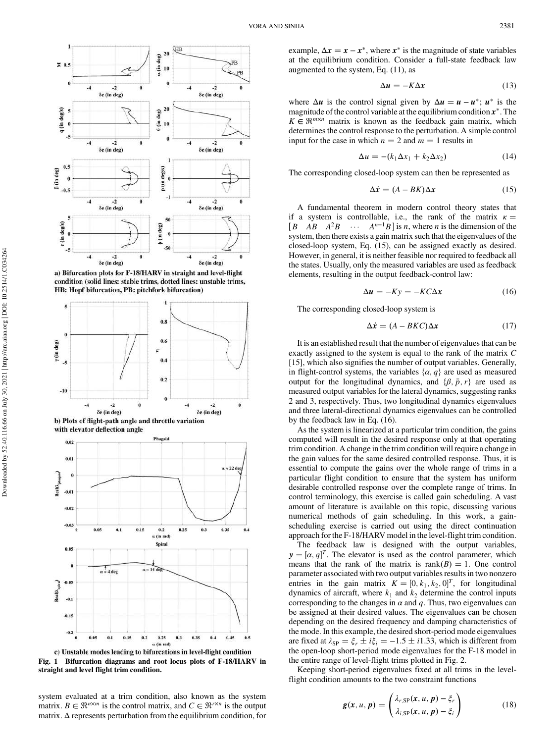a) Bifurcation plots for F-18/HARV in straight and level-flight condition (solid lines: stable trims, dotted lines: unstable trims, HB: Hopf bifurcation, PB: pitchfork bifurcation)

b) Plots of flight-path angle and throttle variation with elevator deflection angle

c) Unstable modes leading to bifurcations in level-flight condition

**Fig. 1 Bifurcation diagrams and root locus plots of F-18/HARV in straight and level flight trim condition.**

system evaluated at a trim condition, also known as the system matrix. $B \in \Re^{n \times m}$ is the control matrix, and $C \in \Re^{r \times n}$ is the output matrix. $\Delta$ represents perturbation from the equilibrium condition, for example, $\Delta \boldsymbol{x} = \boldsymbol{x} - \boldsymbol{x}^*$, where $\boldsymbol{x}^*$ is the magnitude of state variables at the equilibrium condition. Consider a full-state feedback law augmented to the system, Eq. (11), as

$$\Delta \boldsymbol{u} = -K \Delta \boldsymbol{x} \tag{13}$$

where $\Delta \boldsymbol{u}$ is the control signal given by $\Delta \boldsymbol{u} = \boldsymbol{u} - \boldsymbol{u}^*$; $\boldsymbol{u}^*$ is the magnitude of the control variable at the equilibrium condition $\boldsymbol{x}^*$. The $K \in \Re^{m \times n}$ matrix is known as the feedback gain matrix, which determines the control response to the perturbation. A simple control input for the case in which $n = 2$ and $m = 1$ results in

$$\Delta u = -(k_1 \Delta x_1 + k_2 \Delta x_2) \tag{14}$$

The corresponding closed-loop system can then be represented as

$$\Delta \dot{\boldsymbol{x}} = (A - BK) \Delta \boldsymbol{x} \tag{15}$$

A fundamental theorem in modern control theory states that if a system is controllable, i.e., the rank of the matrix $\kappa = [B \quad AB \quad A^2 B \quad \cdots \quad A^{n-1} B]$ is $n$, where $n$ is the dimension of the system, then there exists a gain matrix such that the eigenvalues of the closed-loop system, Eq. (15), can be assigned exactly as desired. However, in general, it is neither feasible nor required to feedback all the states. Usually, only the measured variables are used as feedback elements, resulting in the output feedback-control law:

$$\Delta \boldsymbol{u} = -K y = -KC \Delta \boldsymbol{x} \tag{16}$$

The corresponding closed-loop system is

$$\Delta \dot{\boldsymbol{x}} = (A - BKC) \Delta \boldsymbol{x} \tag{17}$$

It is an established result that the number of eigenvalues that can be exactly assigned to the system is equal to the rank of the matrix $C$ [15], which also signifies the number of output variables. Generally, in flight-control systems, the variables $\{\alpha, q\}$ are used as measured output for the longitudinal dynamics, and $\{\beta, \bar{p}, r\}$ are used as measured output variables for the lateral dynamics, suggesting ranks 2 and 3, respectively. Thus, two longitudinal dynamics eigenvalues and three lateral-directional dynamics eigenvalues can be controlled by the feedback law in Eq. (16).

As the system is linearized at a particular trim condition, the gains computed will result in the desired response only at that operating trim condition. A change in the trim condition will require a change in the gain values for the same desired controlled response. Thus, it is essential to compute the gains over the whole range of trims in a particular flight condition to ensure that the system has uniform desirable controlled response over the complete range of trims. In control terminology, this exercise is called gain scheduling. A vast amount of literature is available on this topic, discussing various numerical methods of gain scheduling. In this work, a gain-scheduling exercise is carried out using the direct continuation approach for the F-18/HARV model in the level-flight trim condition.

The feedback law is designed with the output variables, $\boldsymbol{y} = [\alpha, q]^T$. The elevator is used as the control parameter, which means that the rank of the matrix is $\text{rank}(B) = 1$. One control parameter associated with two output variables results in two nonzero entries in the gain matrix $K = [0, k_1, k_2, 0]^T$, for longitudinal dynamics of aircraft, where $k_1$ and $k_2$ determine the control inputs corresponding to the changes in $\alpha$ and $q$. Thus, two eigenvalues can be assigned at their desired values. The eigenvalues can be chosen depending on the desired frequency and damping characteristics of the mode. In this example, the desired short-period mode eigenvalues are fixed at $\lambda_{\text{SP}} = \xi_r \pm i\xi_i = -1.5 \pm i1.33$, which is different from the open-loop short-period mode eigenvalues for the F-18 model in the entire range of level-flight trims plotted in Fig. 2.

Keeping short-period eigenvalues fixed at all trims in the level-flight condition amounts to the two constraint functions

$$\boldsymbol{g}(\boldsymbol{x}, u, \boldsymbol{p}) = \begin{pmatrix} \lambda_{r,\text{SP}}(\boldsymbol{x}, u, \boldsymbol{p}) - \xi_r \\ \lambda_{i,\text{SP}}(\boldsymbol{x}, u, \boldsymbol{p}) - \xi_i \end{pmatrix} \tag{18}$$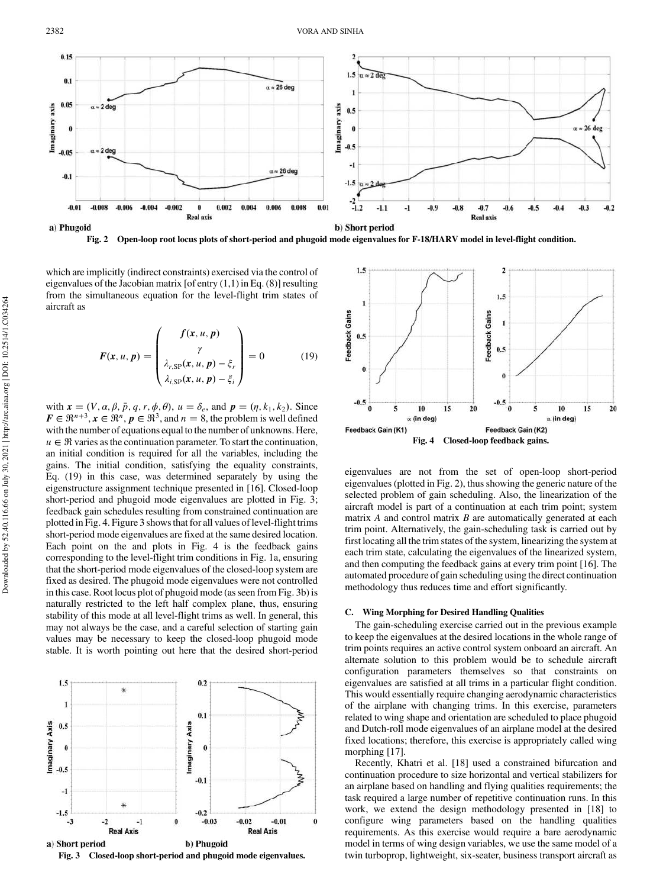Fig. 2 Open-loop root locus plots of short-period and phugoid mode eigenvalues for F-18/HARV model in level-flight condition.

which are implicitly (indirect constraints) exercised via the control of eigenvalues of the Jacobian matrix [of entry (1,1) in Eq. (8)] resulting from the simultaneous equation for the level-flight trim states of aircraft as

$$
\boldsymbol{F}(\boldsymbol{x}, u, \boldsymbol{p}) = \begin{pmatrix} \boldsymbol{f}(\boldsymbol{x}, u, \boldsymbol{p}) \\ \gamma \\ \lambda_{r,\mathrm{SP}}(\boldsymbol{x}, u, \boldsymbol{p}) - \xi_r \\ \lambda_{i,\mathrm{SP}}(\boldsymbol{x}, u, \boldsymbol{p}) - \xi_i \end{pmatrix} = 0 \tag{19}
$$

with $\boldsymbol{x} = (V, \alpha, \beta, \bar{p}, q, r, \phi, \theta)$, $u = \delta_e$, and $\boldsymbol{p} = (\eta, k_1, k_2)$. Since $\boldsymbol{F} \in \Re^{n+3}$, $\boldsymbol{x} \in \Re^n$, $\boldsymbol{p} \in \Re^3$, and $n = 8$, the problem is well defined with the number of equations equal to the number of unknowns. Here, $u \in \Re$ varies as the continuation parameter. To start the continuation, an initial condition is required for all the variables, including the gains. The initial condition, satisfying the equality constraints, Eq. (19) in this case, was determined separately by using the eigenstructure assignment technique presented in [16]. Closed-loop short-period and phugoid mode eigenvalues are plotted in Fig. 3; feedback gain schedules resulting from constrained continuation are plotted in Fig. 4. Figure 3 shows that for all values of level-flight trims short-period mode eigenvalues are fixed at the same desired location. Each point on the and plots in Fig. 4 is the feedback gains corresponding to the level-flight trim conditions in Fig. 1a, ensuring that the short-period mode eigenvalues of the closed-loop system are fixed as desired. The phugoid mode eigenvalues were not controlled in this case. Root locus plot of phugoid mode (as seen from Fig. 3b) is naturally restricted to the left half complex plane, thus, ensuring stability of this mode at all level-flight trims as well. In general, this may not always be the case, and a careful selection of starting gain values may be necessary to keep the closed-loop phugoid mode stable. It is worth pointing out here that the desired short-period eigenvalues are not from the set of open-loop short-period eigenvalues (plotted in Fig. 2), thus showing the generic nature of the selected problem of gain scheduling. Also, the linearization of the aircraft model is part of a continuation at each trim point; system matrix $A$ and control matrix $B$ are automatically generated at each trim point. Alternatively, the gain-scheduling task is carried out by first locating all the trim states of the system, linearizing the system at each trim state, calculating the eigenvalues of the linearized system, and then computing the feedback gains at every trim point [16]. The automated procedure of gain scheduling using the direct continuation methodology thus reduces time and effort significantly.

Fig. 3 Closed-loop short-period and phugoid mode eigenvalues.

Fig. 4 Closed-loop feedback gains.

### C. Wing Morphing for Desired Handling Qualities

The gain-scheduling exercise carried out in the previous example to keep the eigenvalues at the desired locations in the whole range of trim points requires an active control system onboard an aircraft. An alternate solution to this problem would be to schedule aircraft configuration parameters themselves so that constraints on eigenvalues are satisfied at all trims in a particular flight condition. This would essentially require changing aerodynamic characteristics of the airplane with changing trims. In this exercise, parameters related to wing shape and orientation are scheduled to place phugoid and Dutch-roll mode eigenvalues of an airplane model at the desired fixed locations; therefore, this exercise is appropriately called wing morphing [17].

Recently, Khatri et al. [18] used a constrained bifurcation and continuation procedure to size horizontal and vertical stabilizers for an airplane based on handling and flying qualities requirements; the task required a large number of repetitive continuation runs. In this work, we extend the design methodology presented in [18] to configure wing parameters based on the handling qualities requirements. As this exercise would require a bare aerodynamic model in terms of wing design variables, we use the same model of a twin turboprop, lightweight, six-seater, business transport aircraft as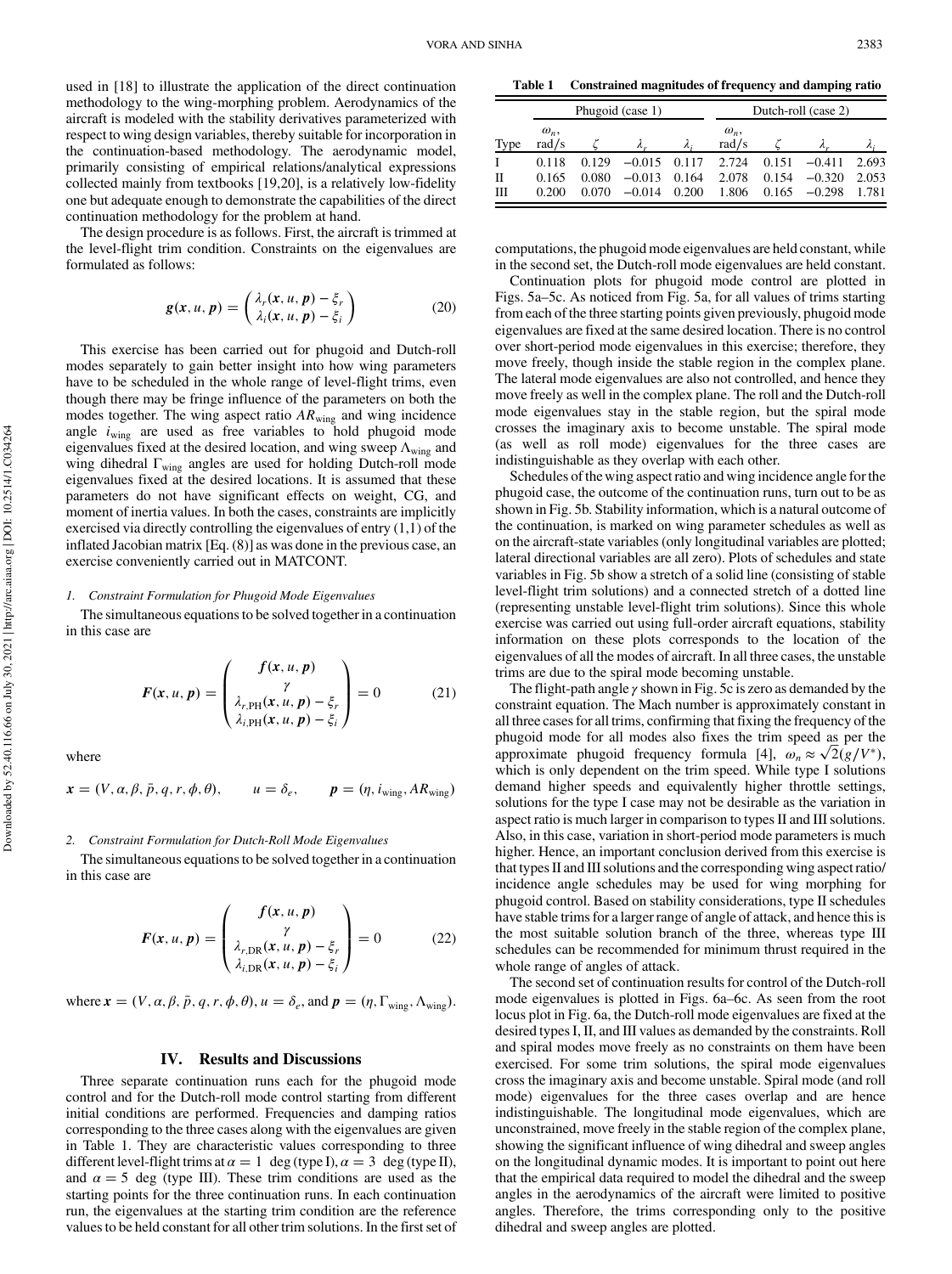used in [18] to illustrate the application of the direct continuation methodology to the wing-morphing problem. Aerodynamics of the aircraft is modeled with the stability derivatives parameterized with respect to wing design variables, thereby suitable for incorporation in the continuation-based methodology. The aerodynamic model, primarily consisting of empirical relations/analytical expressions collected mainly from textbooks [19,20], is a relatively low-fidelity one but adequate enough to demonstrate the capabilities of the direct continuation methodology for the problem at hand.

The design procedure is as follows. First, the aircraft is trimmed at the level-flight trim condition. Constraints on the eigenvalues are formulated as follows:

$$\boldsymbol{g}(\boldsymbol{x}, u, \boldsymbol{p}) = \begin{pmatrix} \lambda_r(\boldsymbol{x}, u, \boldsymbol{p}) - \xi_r \\ \lambda_i(\boldsymbol{x}, u, \boldsymbol{p}) - \xi_i \end{pmatrix} \tag{20}$$

This exercise has been carried out for phugoid and Dutch-roll modes separately to gain better insight into how wing parameters have to be scheduled in the whole range of level-flight trims, even though there may be fringe influence of the parameters on both the modes together. The wing aspect ratio $AR_{\text{wing}}$ and wing incidence angle $i_{\text{wing}}$ are used as free variables to hold phugoid mode eigenvalues fixed at the desired location, and wing sweep $\Lambda_{\text{wing}}$ and wing dihedral $\Gamma_{\text{wing}}$ angles are used for holding Dutch-roll mode eigenvalues fixed at the desired locations. It is assumed that these parameters do not have significant effects on weight, CG, and moment of inertia values. In both the cases, constraints are implicitly exercised via directly controlling the eigenvalues of entry (1,1) of the inflated Jacobian matrix [Eq. (8)] as was done in the previous case, an exercise conveniently carried out in MATCONT.

#### 1. Constraint Formulation for Phugoid Mode Eigenvalues

The simultaneous equations to be solved together in a continuation in this case are

$$\boldsymbol{F}(\boldsymbol{x}, u, \boldsymbol{p}) = \begin{pmatrix} \boldsymbol{f}(\boldsymbol{x}, u, \boldsymbol{p}) \\ \gamma \\ \lambda_{r,\text{PH}}(\boldsymbol{x}, u, \boldsymbol{p}) - \xi_r \\ \lambda_{i,\text{PH}}(\boldsymbol{x}, u, \boldsymbol{p}) - \xi_i \end{pmatrix} = 0 \tag{21}$$

where

$$\boldsymbol{x} = (V, \alpha, \beta, \bar{p}, q, r, \phi, \theta), \qquad u = \delta_e, \qquad \boldsymbol{p} = (\eta, i_{\text{wing}}, AR_{\text{wing}})$$

#### 2. Constraint Formulation for Dutch-Roll Mode Eigenvalues

The simultaneous equations to be solved together in a continuation in this case are

$$\boldsymbol{F}(\boldsymbol{x}, u, \boldsymbol{p}) = \begin{pmatrix} \boldsymbol{f}(\boldsymbol{x}, u, \boldsymbol{p}) \\ \gamma \\ \lambda_{r,\text{DR}}(\boldsymbol{x}, u, \boldsymbol{p}) - \xi_r \\ \lambda_{i,\text{DR}}(\boldsymbol{x}, u, \boldsymbol{p}) - \xi_i \end{pmatrix} = 0 \tag{22}$$

where $\boldsymbol{x} = (V, \alpha, \beta, \bar{p}, q, r, \phi, \theta)$, $u = \delta_e$, and $\boldsymbol{p} = (\eta, \Gamma_{\text{wing}}, \Lambda_{\text{wing}})$.

## IV. Results and Discussions

Three separate continuation runs each for the phugoid mode control and for the Dutch-roll mode control starting from different initial conditions are performed. Frequencies and damping ratios corresponding to the three cases along with the eigenvalues are given in Table 1. They are characteristic values corresponding to three different level-flight trims at $\alpha = 1$ deg (type I), $\alpha = 3$ deg (type II), and $\alpha = 5$ deg (type III). These trim conditions are used as the starting points for the three continuation runs. In each continuation run, the eigenvalues at the starting trim condition are the reference values to be held constant for all other trim solutions. In the first set of computations, the phugoid mode eigenvalues are held constant, while in the second set, the Dutch-roll mode eigenvalues are held constant.

**Table 1 Constrained magnitudes of frequency and damping ratio**

| | Phugoid (case 1) | | | | Dutch-roll (case 2) | | | |
|---|---|---|---|---|---|---|---|---|
| Type | $\omega_n$, rad/s | $\zeta$ | $\lambda_r$ | $\lambda_i$ | $\omega_n$, rad/s | $\zeta$ | $\lambda_r$ | $\lambda_i$ |
| I | 0.118 | 0.129 | −0.015 | 0.117 | 2.724 | 0.151 | −0.411 | 2.693 |
| II | 0.165 | 0.080 | −0.013 | 0.164 | 2.078 | 0.154 | −0.320 | 2.053 |
| III | 0.200 | 0.070 | −0.014 | 0.200 | 1.806 | 0.165 | −0.298 | 1.781 |

Continuation plots for phugoid mode control are plotted in Figs. 5a–5c. As noticed from Fig. 5a, for all values of trims starting from each of the three starting points given previously, phugoid mode eigenvalues are fixed at the same desired location. There is no control over short-period mode eigenvalues in this exercise; therefore, they move freely, though inside the stable region in the complex plane. The lateral mode eigenvalues are also not controlled, and hence they move freely as well in the complex plane. The roll and the Dutch-roll mode eigenvalues stay in the stable region, but the spiral mode crosses the imaginary axis to become unstable. The spiral mode (as well as roll mode) eigenvalues for the three cases are indistinguishable as they overlap with each other.

Schedules of the wing aspect ratio and wing incidence angle for the phugoid case, the outcome of the continuation runs, turn out to be as shown in Fig. 5b. Stability information, which is a natural outcome of the continuation, is marked on wing parameter schedules as well as on the aircraft-state variables (only longitudinal variables are plotted; lateral directional variables are all zero). Plots of schedules and state variables in Fig. 5b show a stretch of a solid line (consisting of stable level-flight trim solutions) and a connected stretch of a dotted line (representing unstable level-flight trim solutions). Since this whole exercise was carried out using full-order aircraft equations, stability information on these plots corresponds to the location of the eigenvalues of all the modes of aircraft. In all three cases, the unstable trims are due to the spiral mode becoming unstable.

The flight-path angle $\gamma$ shown in Fig. 5c is zero as demanded by the constraint equation. The Mach number is approximately constant in all three cases for all trims, confirming that fixing the frequency of the phugoid mode for all modes also fixes the trim speed as per the approximate phugoid frequency formula [4], $\omega_n \approx \sqrt{2}(g/V^*)$, which is only dependent on the trim speed. While type I solutions demand higher speeds and equivalently higher throttle settings, solutions for the type I case may not be desirable as the variation in aspect ratio is much larger in comparison to types II and III solutions. Also, in this case, variation in short-period mode parameters is much higher. Hence, an important conclusion derived from this exercise is that types II and III solutions and the corresponding wing aspect ratio/incidence angle schedules may be used for wing morphing for phugoid control. Based on stability considerations, type II schedules have stable trims for a larger range of angle of attack, and hence this is the most suitable solution branch of the three, whereas type III schedules can be recommended for minimum thrust required in the whole range of angles of attack.

The second set of continuation results for control of the Dutch-roll mode eigenvalues is plotted in Figs. 6a–6c. As seen from the root locus plot in Fig. 6a, the Dutch-roll mode eigenvalues are fixed at the desired types I, II, and III values as demanded by the constraints. Roll and spiral modes move freely as no constraints on them have been exercised. For some trim solutions, the spiral mode eigenvalues cross the imaginary axis and become unstable. Spiral mode (and roll mode) eigenvalues for the three cases overlap and are hence indistinguishable. The longitudinal mode eigenvalues, which are unconstrained, move freely in the stable region of the complex plane, showing the significant influence of wing dihedral and sweep angles on the longitudinal dynamic modes. It is important to point out here that the empirical data required to model the dihedral and the sweep angles in the aerodynamics of the aircraft were limited to positive angles. Therefore, the trims corresponding only to the positive dihedral and sweep angles are plotted.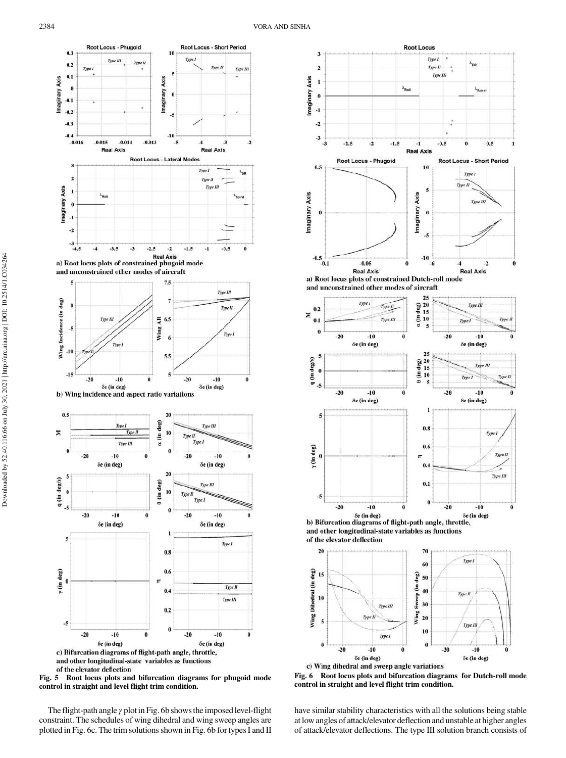Fig. 5 Root locus plots and bifurcation diagrams for phugoid mode control in straight and level flight trim condition.

a) Root locus plots of constrained phugoid mode and unconstrained other modes of aircraft

b) Wing incidence and aspect ratio variations

c) Bifurcation diagrams of flight-path angle, throttle, and other longitudinal-state variables as functions of the elevator deflection

Fig. 6 Root locus plots and bifurcation diagrams for Dutch-roll mode control in straight and level flight trim condition.

a) Root locus plots of constrained Dutch-roll mode and unconstrained other modes of aircraft

b) Bifurcation diagrams of flight-path angle, throttle, and other longitudinal-state variables as functions of the elevator deflection

c) Wing dihedral and sweep angle variations

The flight-path angle $\gamma$ plot in Fig. 6b shows the imposed level-flight constraint. The schedules of wing dihedral and wing sweep angles are plotted in Fig. 6c. The trim solutions shown in Fig. 6b for types I and II have similar stability characteristics with all the solutions being stable at low angles of attack/elevator deflection and unstable at higher angles of attack/elevator deflections. The type III solution branch consists of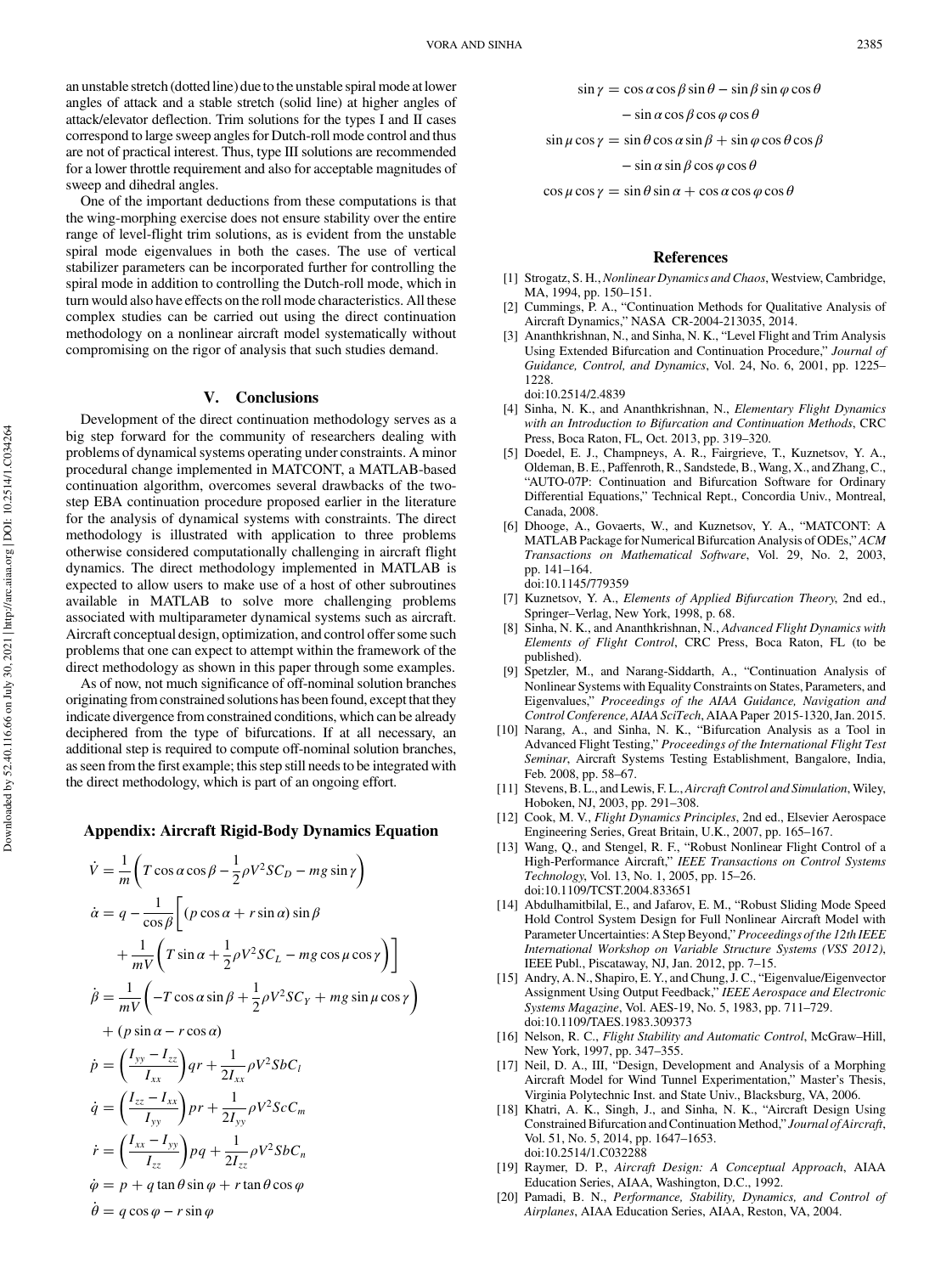an unstable stretch (dotted line) due to the unstable spiral mode at lower angles of attack and a stable stretch (solid line) at higher angles of attack/elevator deflection. Trim solutions for the types I and II cases correspond to large sweep angles for Dutch-roll mode control and thus are not of practical interest. Thus, type III solutions are recommended for a lower throttle requirement and also for acceptable magnitudes of sweep and dihedral angles.

One of the important deductions from these computations is that the wing-morphing exercise does not ensure stability over the entire range of level-flight trim solutions, as is evident from the unstable spiral mode eigenvalues in both the cases. The use of vertical stabilizer parameters can be incorporated further for controlling the spiral mode in addition to controlling the Dutch-roll mode, which in turn would also have effects on the roll mode characteristics. All these complex studies can be carried out using the direct continuation methodology on a nonlinear aircraft model systematically without compromising on the rigor of analysis that such studies demand.

## V. Conclusions

Development of the direct continuation methodology serves as a big step forward for the community of researchers dealing with problems of dynamical systems operating under constraints. A minor procedural change implemented in MATCONT, a MATLAB-based continuation algorithm, overcomes several drawbacks of the two-step EBA continuation procedure proposed earlier in the literature for the analysis of dynamical systems with constraints. The direct methodology is illustrated with application to three problems otherwise considered computationally challenging in aircraft flight dynamics. The direct methodology implemented in MATLAB is expected to allow users to make use of a host of other subroutines available in MATLAB to solve more challenging problems associated with multiparameter dynamical systems such as aircraft. Aircraft conceptual design, optimization, and control offer some such problems that one can expect to attempt within the framework of the direct methodology as shown in this paper through some examples.

As of now, not much significance of off-nominal solution branches originating from constrained solutions has been found, except that they indicate divergence from constrained conditions, which can be already deciphered from the type of bifurcations. If at all necessary, an additional step is required to compute off-nominal solution branches, as seen from the first example; this step still needs to be integrated with the direct methodology, which is part of an ongoing effort.

## Appendix: Aircraft Rigid-Body Dynamics Equation

$$\dot{V} = \frac{1}{m}\left(T\cos\alpha\cos\beta - \frac{1}{2}\rho V^2 SC_D - mg\sin\gamma\right)$$

$$\dot{\alpha} = q - \frac{1}{\cos\beta}\left[(p\cos\alpha + r\sin\alpha)\sin\beta + \frac{1}{mV}\left(T\sin\alpha + \frac{1}{2}\rho V^2 SC_L - mg\cos\mu\cos\gamma\right)\right]$$

$$\dot{\beta} = \frac{1}{mV}\left(-T\cos\alpha\sin\beta + \frac{1}{2}\rho V^2 SC_Y + mg\sin\mu\cos\gamma\right) + (p\sin\alpha - r\cos\alpha)$$

$$\dot{p} = \left(\frac{I_{yy} - I_{zz}}{I_{xx}}\right)qr + \frac{1}{2I_{xx}}\rho V^2 SbC_l$$

$$\dot{q} = \left(\frac{I_{zz} - I_{xx}}{I_{yy}}\right)pr + \frac{1}{2I_{yy}}\rho V^2 ScC_m$$

$$\dot{r} = \left(\frac{I_{xx} - I_{yy}}{I_{zz}}\right)pq + \frac{1}{2I_{zz}}\rho V^2 SbC_n$$

$$\dot{\varphi} = p + q\tan\theta\sin\varphi + r\tan\theta\cos\varphi$$

$$\dot{\theta} = q\cos\varphi - r\sin\varphi$$

$$\sin\gamma = \cos\alpha\cos\beta\sin\theta - \sin\beta\sin\varphi\cos\theta - \sin\alpha\cos\beta\cos\varphi\cos\theta$$

$$\sin\mu\cos\gamma = \sin\theta\cos\alpha\sin\beta + \sin\varphi\cos\theta\cos\beta - \sin\alpha\sin\beta\cos\varphi\cos\theta$$

$$\cos\mu\cos\gamma = \sin\theta\sin\alpha + \cos\alpha\cos\varphi\cos\theta$$

## References

[1] Strogatz, S. H., *Nonlinear Dynamics and Chaos*, Westview, Cambridge, MA, 1994, pp. 150–151.

[2] Cummings, P. A., "Continuation Methods for Qualitative Analysis of Aircraft Dynamics," NASA CR-2004-213035, 2014.

[3] Ananthkrishnan, N., and Sinha, N. K., "Level Flight and Trim Analysis Using Extended Bifurcation and Continuation Procedure," *Journal of Guidance, Control, and Dynamics*, Vol. 24, No. 6, 2001, pp. 1225–1228. doi:10.2514/2.4839

[4] Sinha, N. K., and Ananthkrishnan, N., *Elementary Flight Dynamics with an Introduction to Bifurcation and Continuation Methods*, CRC Press, Boca Raton, FL, Oct. 2013, pp. 319–320.

[5] Doedel, E. J., Champneys, A. R., Fairgrieve, T., Kuznetsov, Y. A., Oldeman, B. E., Paffenroth, R., Sandstede, B., Wang, X., and Zhang, C., "AUTO-07P: Continuation and Bifurcation Software for Ordinary Differential Equations," Technical Rept., Concordia Univ., Montreal, Canada, 2008.

[6] Dhooge, A., Govaerts, W., and Kuznetsov, Y. A., "MATCONT: A MATLAB Package for Numerical Bifurcation Analysis of ODEs," *ACM Transactions on Mathematical Software*, Vol. 29, No. 2, 2003, pp. 141–164. doi:10.1145/779359

[7] Kuznetsov, Y. A., *Elements of Applied Bifurcation Theory*, 2nd ed., Springer–Verlag, New York, 1998, p. 68.

[8] Sinha, N. K., and Ananthkrishnan, N., *Advanced Flight Dynamics with Elements of Flight Control*, CRC Press, Boca Raton, FL (to be published).

[9] Spetzler, M., and Narang-Siddarth, A., "Continuation Analysis of Nonlinear Systems with Equality Constraints on States, Parameters, and Eigenvalues," *Proceedings of the AIAA Guidance, Navigation and Control Conference, AIAA SciTech*, AIAA Paper 2015-1320, Jan. 2015.

[10] Narang, A., and Sinha, N. K., "Bifurcation Analysis as a Tool in Advanced Flight Testing," *Proceedings of the International Flight Test Seminar*, Aircraft Systems Testing Establishment, Bangalore, India, Feb. 2008, pp. 58–67.

[11] Stevens, B. L., and Lewis, F. L., *Aircraft Control and Simulation*, Wiley, Hoboken, NJ, 2003, pp. 291–308.

[12] Cook, M. V., *Flight Dynamics Principles*, 2nd ed., Elsevier Aerospace Engineering Series, Great Britain, U.K., 2007, pp. 165–167.

[13] Wang, Q., and Stengel, R. F., "Robust Nonlinear Flight Control of a High-Performance Aircraft," *IEEE Transactions on Control Systems Technology*, Vol. 13, No. 1, 2005, pp. 15–26. doi:10.1109/TCST.2004.833651

[14] Abdulhamitbilal, E., and Jafarov, E. M., "Robust Sliding Mode Speed Hold Control System Design for Full Nonlinear Aircraft Model with Parameter Uncertainties: A Step Beyond," *Proceedings of the 12th IEEE International Workshop on Variable Structure Systems (VSS 2012)*, IEEE Publ., Piscataway, NJ, Jan. 2012, pp. 7–15.

[15] Andry, A. N., Shapiro, E. Y., and Chung, J. C., "Eigenvalue/Eigenvector Assignment Using Output Feedback," *IEEE Aerospace and Electronic Systems Magazine*, Vol. AES-19, No. 5, 1983, pp. 711–729. doi:10.1109/TAES.1983.309373

[16] Nelson, R. C., *Flight Stability and Automatic Control*, McGraw–Hill, New York, 1997, pp. 347–355.

[17] Neil, D. A., III, "Design, Development and Analysis of a Morphing Aircraft Model for Wind Tunnel Experimentation," Master's Thesis, Virginia Polytechnic Inst. and State Univ., Blacksburg, VA, 2006.

[18] Khatri, A. K., Singh, J., and Sinha, N. K., "Aircraft Design Using Constrained Bifurcation and Continuation Method," *Journal of Aircraft*, Vol. 51, No. 5, 2014, pp. 1647–1653. doi:10.2514/1.C032288

[19] Raymer, D. P., *Aircraft Design: A Conceptual Approach*, AIAA Education Series, AIAA, Washington, D.C., 1992.

[20] Pamadi, B. N., *Performance, Stability, Dynamics, and Control of Airplanes*, AIAA Education Series, AIAA, Reston, VA, 2004.